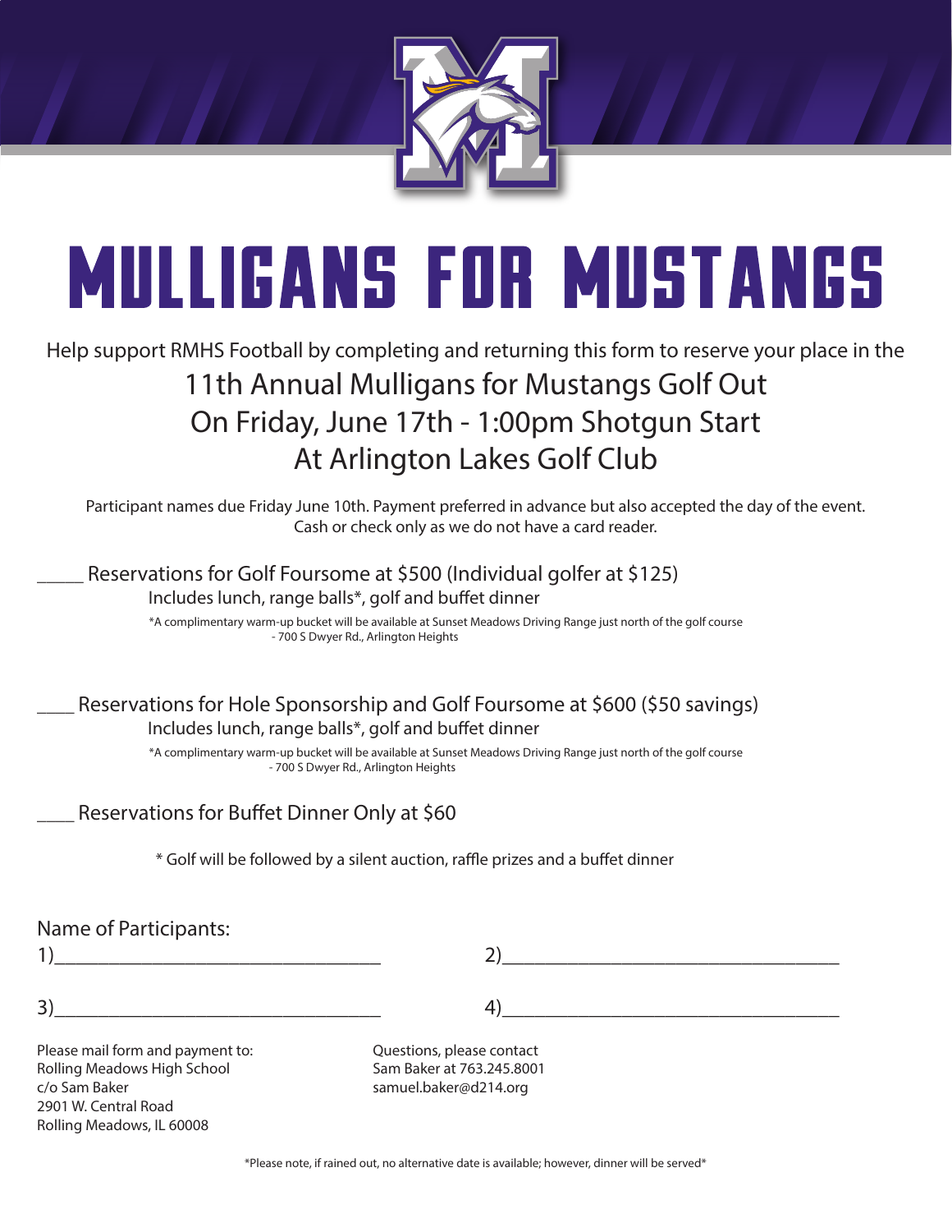# MULLIGANS FOR MUSTANGS

Help support RMHS Football by completing and returning this form to reserve your place in the

## 11th Annual Mulligans for Mustangs Golf Out
## On Friday, June 17th - 1:00pm Shotgun Start
## At Arlington Lakes Golf Club

Participant names due Friday June 10th. Payment preferred in advance but also accepted the day of the event. Cash or check only as we do not have a card reader.

_____ Reservations for Golf Foursome at $500 (Individual golfer at $125)
Includes lunch, range balls*, golf and buffet dinner

*A complimentary warm-up bucket will be available at Sunset Meadows Driving Range just north of the golf course - 700 S Dwyer Rd., Arlington Heights

____ Reservations for Hole Sponsorship and Golf Foursome at $600 ($50 savings)
Includes lunch, range balls*, golf and buffet dinner

*A complimentary warm-up bucket will be available at Sunset Meadows Driving Range just north of the golf course - 700 S Dwyer Rd., Arlington Heights

____ Reservations for Buffet Dinner Only at $60

* Golf will be followed by a silent auction, raffle prizes and a buffet dinner

Name of Participants:

1)________________________________ 2)________________________________

3)________________________________ 4)________________________________

Please mail form and payment to:
Rolling Meadows High School
c/o Sam Baker
2901 W. Central Road
Rolling Meadows, IL 60008

Questions, please contact
Sam Baker at 763.245.8001
samuel.baker@d214.org

*Please note, if rained out, no alternative date is available; however, dinner will be served*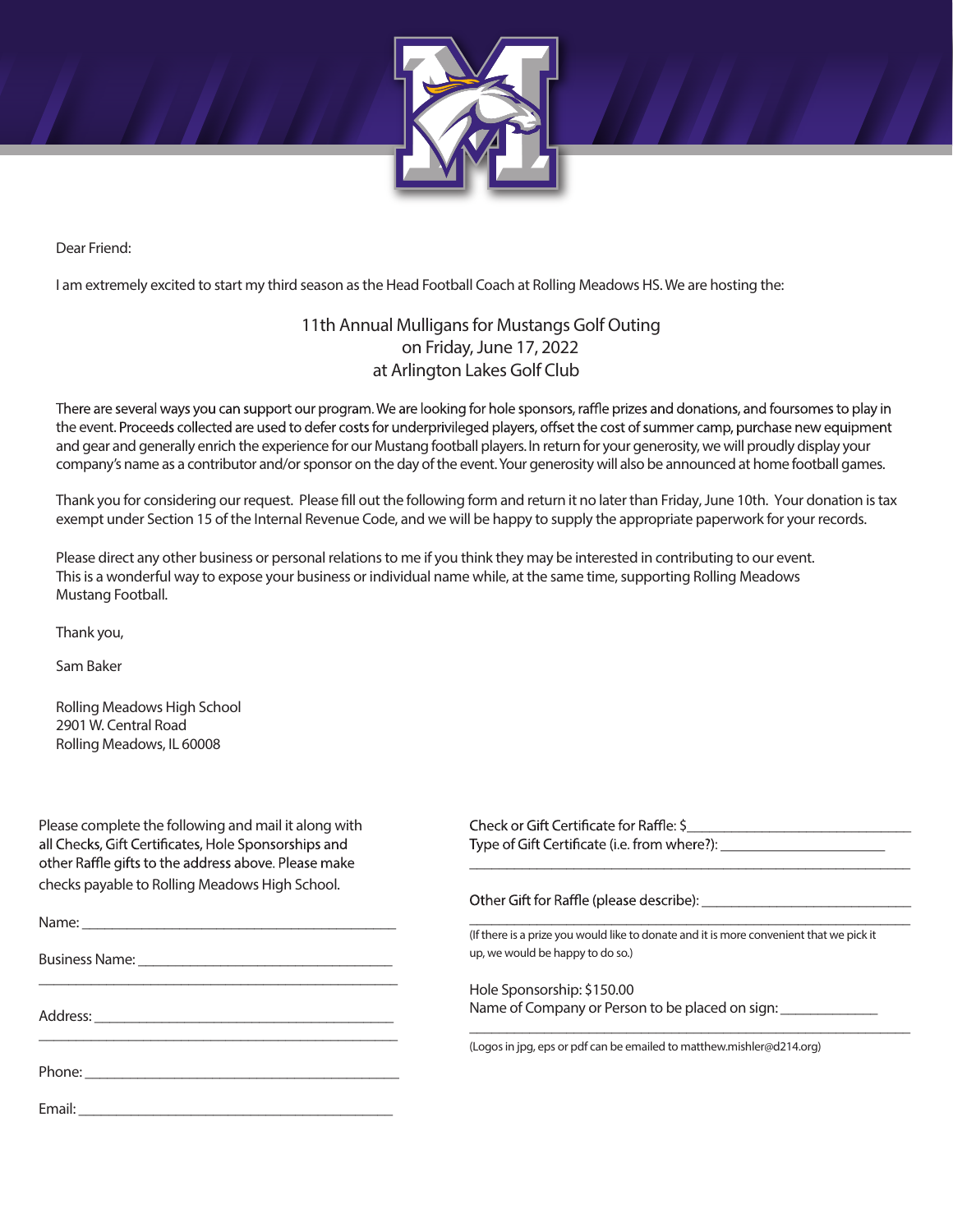Dear Friend:

I am extremely excited to start my third season as the Head Football Coach at Rolling Meadows HS. We are hosting the:

11th Annual Mulligans for Mustangs Golf Outing
on Friday, June 17, 2022
at Arlington Lakes Golf Club

There are several ways you can support our program. We are looking for hole sponsors, raffle prizes and donations, and foursomes to play in the event. Proceeds collected are used to defer costs for underprivileged players, offset the cost of summer camp, purchase new equipment and gear and generally enrich the experience for our Mustang football players. In return for your generosity, we will proudly display your company's name as a contributor and/or sponsor on the day of the event. Your generosity will also be announced at home football games.

Thank you for considering our request. Please fill out the following form and return it no later than Friday, June 10th. Your donation is tax exempt under Section 15 of the Internal Revenue Code, and we will be happy to supply the appropriate paperwork for your records.

Please direct any other business or personal relations to me if you think they may be interested in contributing to our event. This is a wonderful way to expose your business or individual name while, at the same time, supporting Rolling Meadows Mustang Football.

Thank you,

Sam Baker

Rolling Meadows High School
2901 W. Central Road
Rolling Meadows, IL 60008

Please complete the following and mail it along with all Checks, Gift Certificates, Hole Sponsorships and other Raffle gifts to the address above. Please make checks payable to Rolling Meadows High School.

Name: ________________________________________

Business Name: __________________________________

________________________________________________

Address: ________________________________________

________________________________________________

Phone: _________________________________________

Email: _________________________________________

Check or Gift Certificate for Raffle: $____________________________

Type of Gift Certificate (i.e. from where?): ______________________

____________________________________________________________

Other Gift for Raffle (please describe): ___________________________

____________________________________________________________

(If there is a prize you would like to donate and it is more convenient that we pick it up, we would be happy to do so.)

Hole Sponsorship: $150.00

Name of Company or Person to be placed on sign: _____________

____________________________________________________________

(Logos in jpg, eps or pdf can be emailed to matthew.mishler@d214.org)